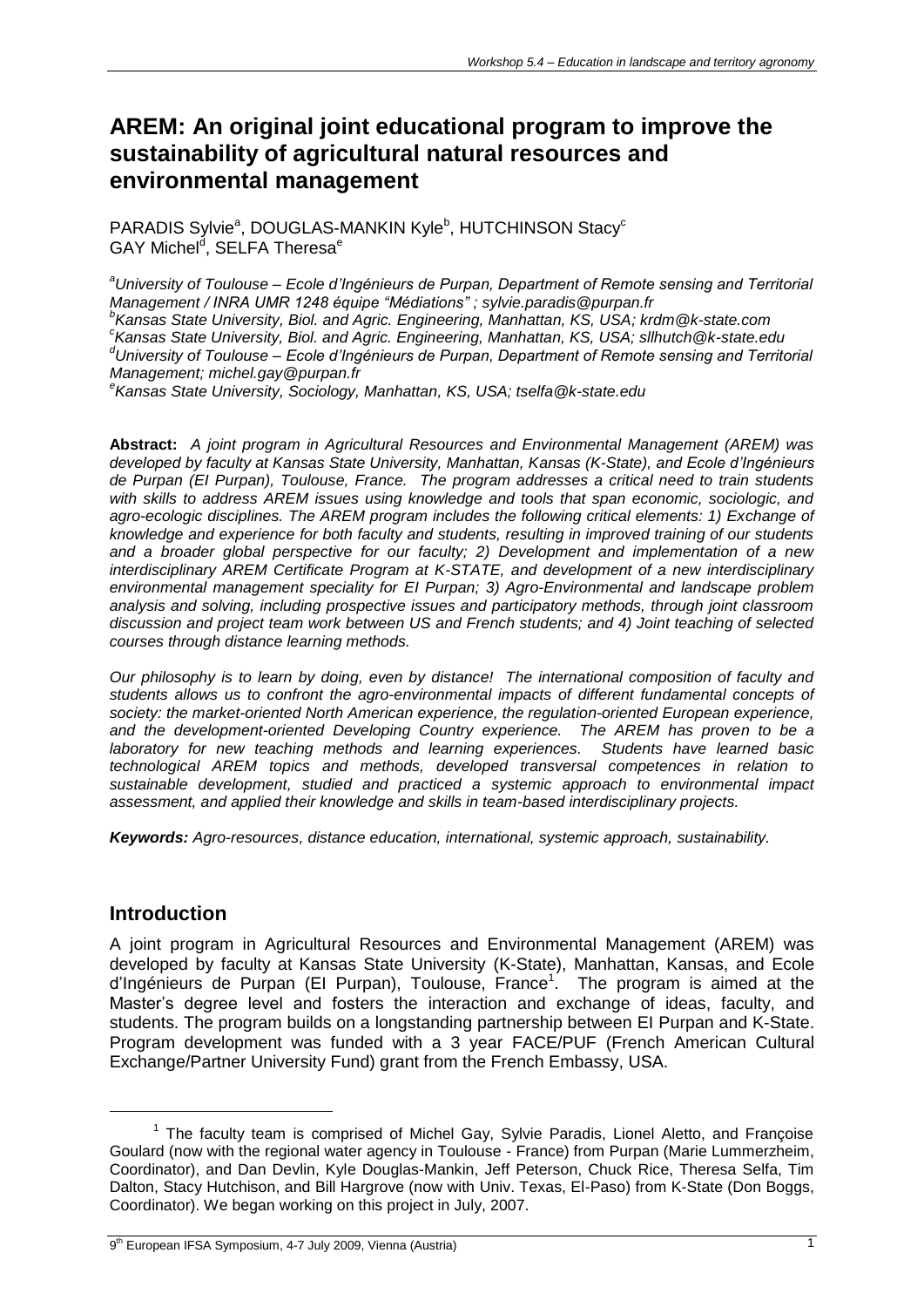# AREM: An original joint educational program to improve the sustainability of agricultural natural resources and environmental management

PARADIS Sylvie[a], DOUGLAS-MANKIN Kyle[b], HUTCHINSON Stacy[c]
GAY Michel[d], SELFA Theresa[e]

*[a]University of Toulouse – Ecole d'Ingénieurs de Purpan, Department of Remote sensing and Territorial Management / INRA UMR 1248 équipe "Médiations" ; sylvie.paradis@purpan.fr*
*[b]Kansas State University, Biol. and Agric. Engineering, Manhattan, KS, USA; krdm@k-state.com*
*[c]Kansas State University, Biol. and Agric. Engineering, Manhattan, KS, USA; sllhutch@k-state.edu*
*[d]University of Toulouse – Ecole d'Ingénieurs de Purpan, Department of Remote sensing and Territorial Management; michel.gay@purpan.fr*
*[e]Kansas State University, Sociology, Manhattan, KS, USA; tselfa@k-state.edu*

**Abstract:** *A joint program in Agricultural Resources and Environmental Management (AREM) was developed by faculty at Kansas State University, Manhattan, Kansas (K-State), and Ecole d'Ingénieurs de Purpan (EI Purpan), Toulouse, France. The program addresses a critical need to train students with skills to address AREM issues using knowledge and tools that span economic, sociologic, and agro-ecologic disciplines. The AREM program includes the following critical elements: 1) Exchange of knowledge and experience for both faculty and students, resulting in improved training of our students and a broader global perspective for our faculty; 2) Development and implementation of a new interdisciplinary AREM Certificate Program at K-STATE, and development of a new interdisciplinary environmental management speciality for EI Purpan; 3) Agro-Environmental and landscape problem analysis and solving, including prospective issues and participatory methods, through joint classroom discussion and project team work between US and French students; and 4) Joint teaching of selected courses through distance learning methods.*

*Our philosophy is to learn by doing, even by distance! The international composition of faculty and students allows us to confront the agro-environmental impacts of different fundamental concepts of society: the market-oriented North American experience, the regulation-oriented European experience, and the development-oriented Developing Country experience. The AREM has proven to be a laboratory for new teaching methods and learning experiences. Students have learned basic technological AREM topics and methods, developed transversal competences in relation to sustainable development, studied and practiced a systemic approach to environmental impact assessment, and applied their knowledge and skills in team-based interdisciplinary projects.*

***Keywords:*** *Agro-resources, distance education, international, systemic approach, sustainability.*

## Introduction

A joint program in Agricultural Resources and Environmental Management (AREM) was developed by faculty at Kansas State University (K-State), Manhattan, Kansas, and Ecole d'Ingénieurs de Purpan (EI Purpan), Toulouse, France[1]. The program is aimed at the Master's degree level and fosters the interaction and exchange of ideas, faculty, and students. The program builds on a longstanding partnership between EI Purpan and K-State. Program development was funded with a 3 year FACE/PUF (French American Cultural Exchange/Partner University Fund) grant from the French Embassy, USA.

---

[1] The faculty team is comprised of Michel Gay, Sylvie Paradis, Lionel Aletto, and Françoise Goulard (now with the regional water agency in Toulouse - France) from Purpan (Marie Lummerzheim, Coordinator), and Dan Devlin, Kyle Douglas-Mankin, Jeff Peterson, Chuck Rice, Theresa Selfa, Tim Dalton, Stacy Hutchison, and Bill Hargrove (now with Univ. Texas, El-Paso) from K-State (Don Boggs, Coordinator). We began working on this project in July, 2007.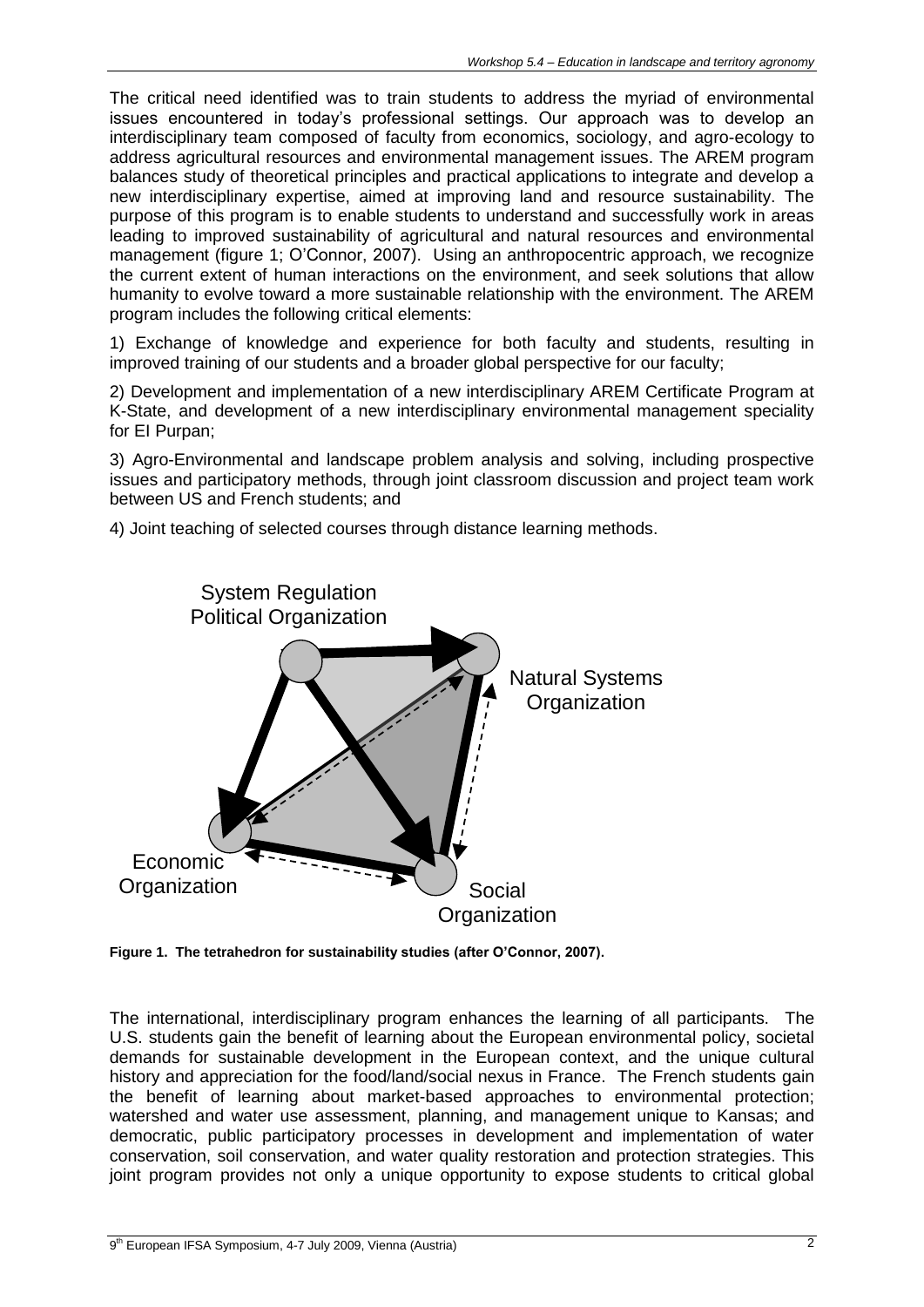The critical need identified was to train students to address the myriad of environmental issues encountered in today's professional settings. Our approach was to develop an interdisciplinary team composed of faculty from economics, sociology, and agro-ecology to address agricultural resources and environmental management issues. The AREM program balances study of theoretical principles and practical applications to integrate and develop a new interdisciplinary expertise, aimed at improving land and resource sustainability. The purpose of this program is to enable students to understand and successfully work in areas leading to improved sustainability of agricultural and natural resources and environmental management (figure 1; O'Connor, 2007). Using an anthropocentric approach, we recognize the current extent of human interactions on the environment, and seek solutions that allow humanity to evolve toward a more sustainable relationship with the environment. The AREM program includes the following critical elements:

1) Exchange of knowledge and experience for both faculty and students, resulting in improved training of our students and a broader global perspective for our faculty;

2) Development and implementation of a new interdisciplinary AREM Certificate Program at K-State, and development of a new interdisciplinary environmental management speciality for EI Purpan;

3) Agro-Environmental and landscape problem analysis and solving, including prospective issues and participatory methods, through joint classroom discussion and project team work between US and French students; and

4) Joint teaching of selected courses through distance learning methods.

System Regulation Political Organization

Natural Systems Organization

Economic Organization

Social Organization

**Figure 1. The tetrahedron for sustainability studies (after O'Connor, 2007).**

The international, interdisciplinary program enhances the learning of all participants. The U.S. students gain the benefit of learning about the European environmental policy, societal demands for sustainable development in the European context, and the unique cultural history and appreciation for the food/land/social nexus in France. The French students gain the benefit of learning about market-based approaches to environmental protection; watershed and water use assessment, planning, and management unique to Kansas; and democratic, public participatory processes in development and implementation of water conservation, soil conservation, and water quality restoration and protection strategies. This joint program provides not only a unique opportunity to expose students to critical global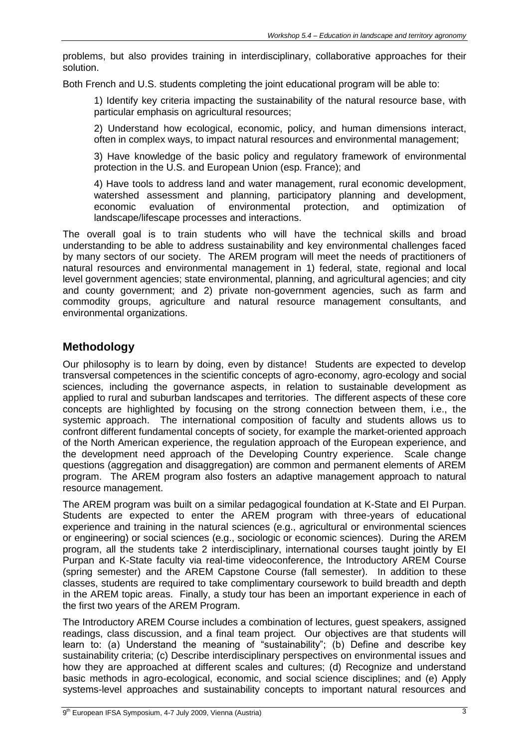problems, but also provides training in interdisciplinary, collaborative approaches for their solution.

Both French and U.S. students completing the joint educational program will be able to:

1) Identify key criteria impacting the sustainability of the natural resource base, with particular emphasis on agricultural resources;

2) Understand how ecological, economic, policy, and human dimensions interact, often in complex ways, to impact natural resources and environmental management;

3) Have knowledge of the basic policy and regulatory framework of environmental protection in the U.S. and European Union (esp. France); and

4) Have tools to address land and water management, rural economic development, watershed assessment and planning, participatory planning and development, economic evaluation of environmental protection, and optimization of landscape/lifescape processes and interactions.

The overall goal is to train students who will have the technical skills and broad understanding to be able to address sustainability and key environmental challenges faced by many sectors of our society. The AREM program will meet the needs of practitioners of natural resources and environmental management in 1) federal, state, regional and local level government agencies; state environmental, planning, and agricultural agencies; and city and county government; and 2) private non-government agencies, such as farm and commodity groups, agriculture and natural resource management consultants, and environmental organizations.

## Methodology

Our philosophy is to learn by doing, even by distance! Students are expected to develop transversal competences in the scientific concepts of agro-economy, agro-ecology and social sciences, including the governance aspects, in relation to sustainable development as applied to rural and suburban landscapes and territories. The different aspects of these core concepts are highlighted by focusing on the strong connection between them, i.e., the systemic approach. The international composition of faculty and students allows us to confront different fundamental concepts of society, for example the market-oriented approach of the North American experience, the regulation approach of the European experience, and the development need approach of the Developing Country experience. Scale change questions (aggregation and disaggregation) are common and permanent elements of AREM program. The AREM program also fosters an adaptive management approach to natural resource management.

The AREM program was built on a similar pedagogical foundation at K-State and EI Purpan. Students are expected to enter the AREM program with three-years of educational experience and training in the natural sciences (e.g., agricultural or environmental sciences or engineering) or social sciences (e.g., sociologic or economic sciences). During the AREM program, all the students take 2 interdisciplinary, international courses taught jointly by EI Purpan and K-State faculty via real-time videoconference, the Introductory AREM Course (spring semester) and the AREM Capstone Course (fall semester). In addition to these classes, students are required to take complimentary coursework to build breadth and depth in the AREM topic areas. Finally, a study tour has been an important experience in each of the first two years of the AREM Program.

The Introductory AREM Course includes a combination of lectures, guest speakers, assigned readings, class discussion, and a final team project. Our objectives are that students will learn to: (a) Understand the meaning of "sustainability"; (b) Define and describe key sustainability criteria; (c) Describe interdisciplinary perspectives on environmental issues and how they are approached at different scales and cultures; (d) Recognize and understand basic methods in agro-ecological, economic, and social science disciplines; and (e) Apply systems-level approaches and sustainability concepts to important natural resources and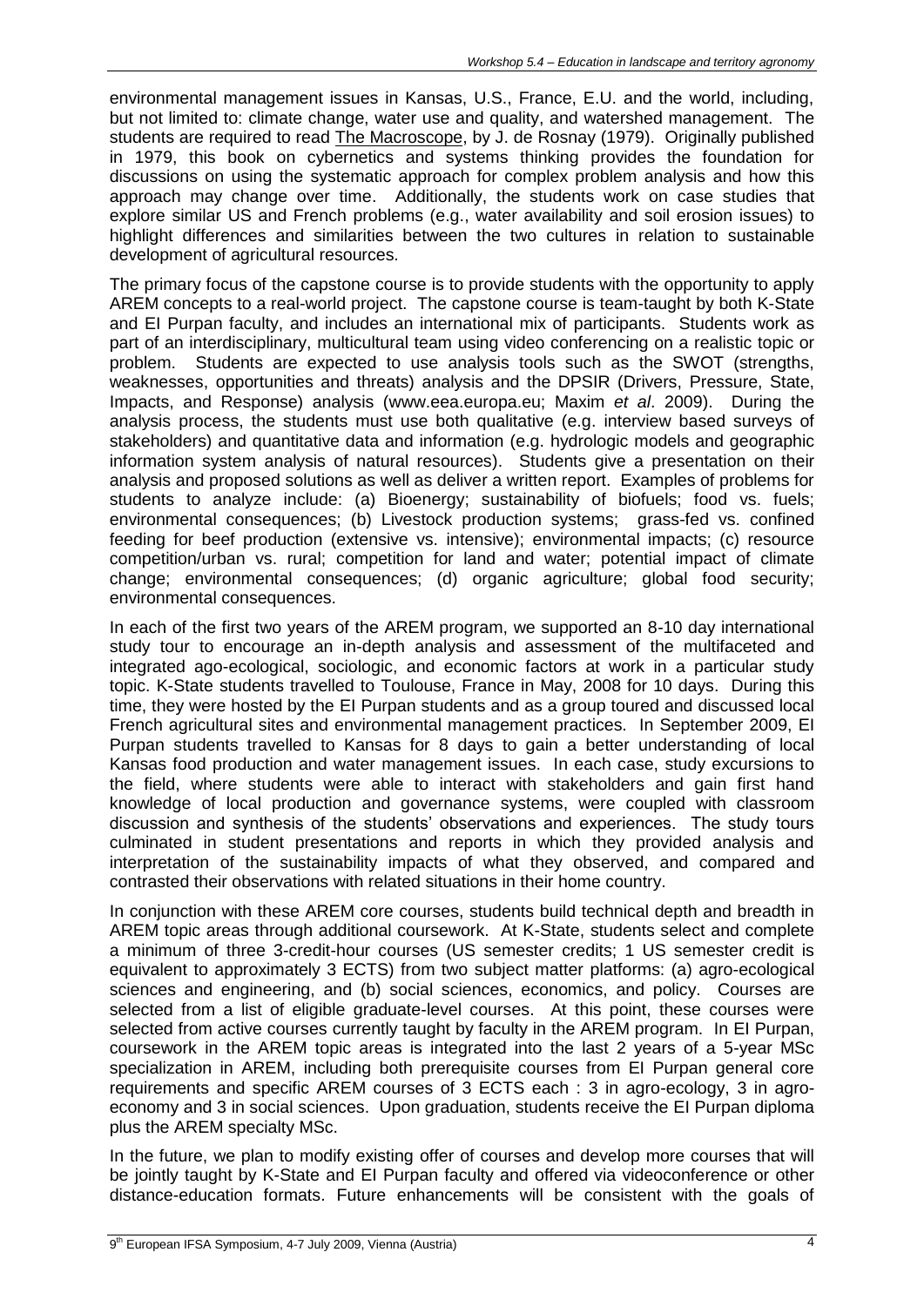environmental management issues in Kansas, U.S., France, E.U. and the world, including, but not limited to: climate change, water use and quality, and watershed management. The students are required to read The Macroscope, by J. de Rosnay (1979). Originally published in 1979, this book on cybernetics and systems thinking provides the foundation for discussions on using the systematic approach for complex problem analysis and how this approach may change over time. Additionally, the students work on case studies that explore similar US and French problems (e.g., water availability and soil erosion issues) to highlight differences and similarities between the two cultures in relation to sustainable development of agricultural resources.

The primary focus of the capstone course is to provide students with the opportunity to apply AREM concepts to a real-world project. The capstone course is team-taught by both K-State and EI Purpan faculty, and includes an international mix of participants. Students work as part of an interdisciplinary, multicultural team using video conferencing on a realistic topic or problem. Students are expected to use analysis tools such as the SWOT (strengths, weaknesses, opportunities and threats) analysis and the DPSIR (Drivers, Pressure, State, Impacts, and Response) analysis (www.eea.europa.eu; Maxim *et al*. 2009). During the analysis process, the students must use both qualitative (e.g. interview based surveys of stakeholders) and quantitative data and information (e.g. hydrologic models and geographic information system analysis of natural resources). Students give a presentation on their analysis and proposed solutions as well as deliver a written report. Examples of problems for students to analyze include: (a) Bioenergy; sustainability of biofuels; food vs. fuels; environmental consequences; (b) Livestock production systems; grass-fed vs. confined feeding for beef production (extensive vs. intensive); environmental impacts; (c) resource competition/urban vs. rural; competition for land and water; potential impact of climate change; environmental consequences; (d) organic agriculture; global food security; environmental consequences.

In each of the first two years of the AREM program, we supported an 8-10 day international study tour to encourage an in-depth analysis and assessment of the multifaceted and integrated ago-ecological, sociologic, and economic factors at work in a particular study topic. K-State students travelled to Toulouse, France in May, 2008 for 10 days. During this time, they were hosted by the EI Purpan students and as a group toured and discussed local French agricultural sites and environmental management practices. In September 2009, EI Purpan students travelled to Kansas for 8 days to gain a better understanding of local Kansas food production and water management issues. In each case, study excursions to the field, where students were able to interact with stakeholders and gain first hand knowledge of local production and governance systems, were coupled with classroom discussion and synthesis of the students' observations and experiences. The study tours culminated in student presentations and reports in which they provided analysis and interpretation of the sustainability impacts of what they observed, and compared and contrasted their observations with related situations in their home country.

In conjunction with these AREM core courses, students build technical depth and breadth in AREM topic areas through additional coursework. At K-State, students select and complete a minimum of three 3-credit-hour courses (US semester credits; 1 US semester credit is equivalent to approximately 3 ECTS) from two subject matter platforms: (a) agro-ecological sciences and engineering, and (b) social sciences, economics, and policy. Courses are selected from a list of eligible graduate-level courses. At this point, these courses were selected from active courses currently taught by faculty in the AREM program. In EI Purpan, coursework in the AREM topic areas is integrated into the last 2 years of a 5-year MSc specialization in AREM, including both prerequisite courses from EI Purpan general core requirements and specific AREM courses of 3 ECTS each : 3 in agro-ecology, 3 in agro-economy and 3 in social sciences. Upon graduation, students receive the EI Purpan diploma plus the AREM specialty MSc.

In the future, we plan to modify existing offer of courses and develop more courses that will be jointly taught by K-State and EI Purpan faculty and offered via videoconference or other distance-education formats. Future enhancements will be consistent with the goals of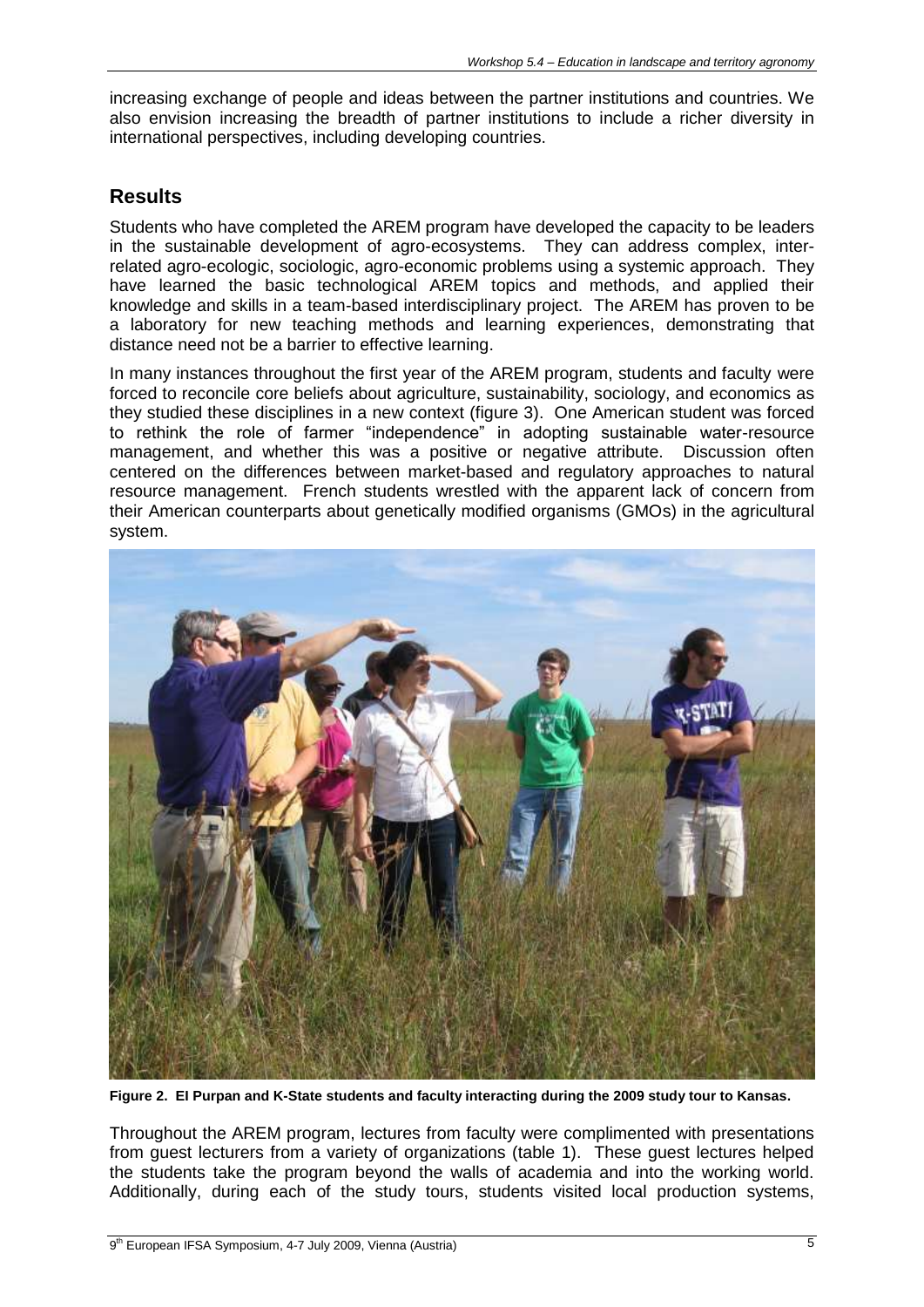increasing exchange of people and ideas between the partner institutions and countries. We also envision increasing the breadth of partner institutions to include a richer diversity in international perspectives, including developing countries.

## Results

Students who have completed the AREM program have developed the capacity to be leaders in the sustainable development of agro-ecosystems. They can address complex, inter-related agro-ecologic, sociologic, agro-economic problems using a systemic approach. They have learned the basic technological AREM topics and methods, and applied their knowledge and skills in a team-based interdisciplinary project. The AREM has proven to be a laboratory for new teaching methods and learning experiences, demonstrating that distance need not be a barrier to effective learning.

In many instances throughout the first year of the AREM program, students and faculty were forced to reconcile core beliefs about agriculture, sustainability, sociology, and economics as they studied these disciplines in a new context (figure 3). One American student was forced to rethink the role of farmer "independence" in adopting sustainable water-resource management, and whether this was a positive or negative attribute. Discussion often centered on the differences between market-based and regulatory approaches to natural resource management. French students wrestled with the apparent lack of concern from their American counterparts about genetically modified organisms (GMOs) in the agricultural system.

**Figure 2. El Purpan and K-State students and faculty interacting during the 2009 study tour to Kansas.**

Throughout the AREM program, lectures from faculty were complimented with presentations from guest lecturers from a variety of organizations (table 1). These guest lectures helped the students take the program beyond the walls of academia and into the working world. Additionally, during each of the study tours, students visited local production systems,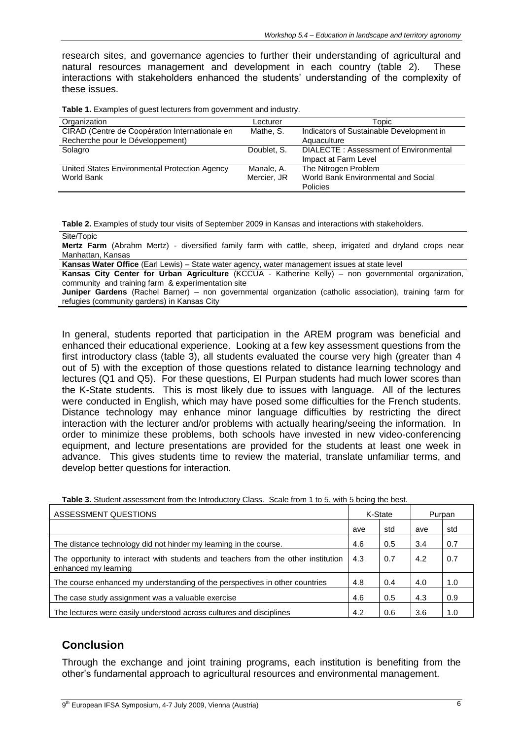research sites, and governance agencies to further their understanding of agricultural and natural resources management and development in each country (table 2). These interactions with stakeholders enhanced the students' understanding of the complexity of these issues.

**Table 1.** Examples of guest lecturers from government and industry.

| Organization | Lecturer | Topic |
|---|---|---|
| CIRAD (Centre de Coopération Internationale en Recherche pour le Développement) | Mathe, S. | Indicators of Sustainable Development in Aquaculture |
| Solagro | Doublet, S. | DIALECTE : Assessment of Environmental Impact at Farm Level |
| United States Environmental Protection Agency | Manale, A. | The Nitrogen Problem |
| World Bank | Mercier, JR | World Bank Environmental and Social Policies |

**Table 2.** Examples of study tour visits of September 2009 in Kansas and interactions with stakeholders.

| Site/Topic |
|---|
| **Mertz Farm** (Abrahm Mertz) - diversified family farm with cattle, sheep, irrigated and dryland crops near Manhattan, Kansas |
| **Kansas Water Office** (Earl Lewis) – State water agency, water management issues at state level |
| **Kansas City Center for Urban Agriculture** (KCCUA - Katherine Kelly) – non governmental organization, community and training farm & experimentation site |
| **Juniper Gardens** (Rachel Barner) – non governmental organization (catholic association), training farm for refugies (community gardens) in Kansas City |

In general, students reported that participation in the AREM program was beneficial and enhanced their educational experience. Looking at a few key assessment questions from the first introductory class (table 3), all students evaluated the course very high (greater than 4 out of 5) with the exception of those questions related to distance learning technology and lectures (Q1 and Q5). For these questions, EI Purpan students had much lower scores than the K-State students. This is most likely due to issues with language. All of the lectures were conducted in English, which may have posed some difficulties for the French students. Distance technology may enhance minor language difficulties by restricting the direct interaction with the lecturer and/or problems with actually hearing/seeing the information. In order to minimize these problems, both schools have invested in new video-conferencing equipment, and lecture presentations are provided for the students at least one week in advance. This gives students time to review the material, translate unfamiliar terms, and develop better questions for interaction.

**Table 3.** Student assessment from the Introductory Class. Scale from 1 to 5, with 5 being the best.

| ASSESSMENT QUESTIONS | K-State | | Purpan | |
|---|---|---|---|---|
| | ave | std | ave | std |
| The distance technology did not hinder my learning in the course. | 4.6 | 0.5 | 3.4 | 0.7 |
| The opportunity to interact with students and teachers from the other institution enhanced my learning | 4.3 | 0.7 | 4.2 | 0.7 |
| The course enhanced my understanding of the perspectives in other countries | 4.8 | 0.4 | 4.0 | 1.0 |
| The case study assignment was a valuable exercise | 4.6 | 0.5 | 4.3 | 0.9 |
| The lectures were easily understood across cultures and disciplines | 4.2 | 0.6 | 3.6 | 1.0 |

## Conclusion

Through the exchange and joint training programs, each institution is benefiting from the other's fundamental approach to agricultural resources and environmental management.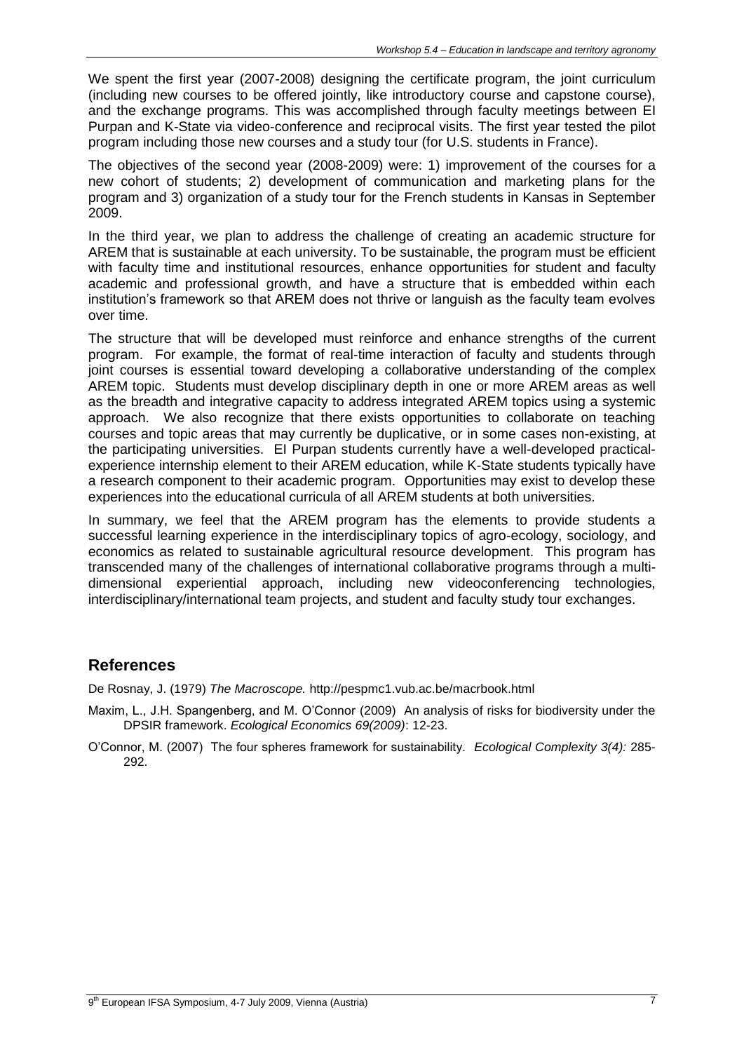We spent the first year (2007-2008) designing the certificate program, the joint curriculum (including new courses to be offered jointly, like introductory course and capstone course), and the exchange programs. This was accomplished through faculty meetings between EI Purpan and K-State via video-conference and reciprocal visits. The first year tested the pilot program including those new courses and a study tour (for U.S. students in France).

The objectives of the second year (2008-2009) were: 1) improvement of the courses for a new cohort of students; 2) development of communication and marketing plans for the program and 3) organization of a study tour for the French students in Kansas in September 2009.

In the third year, we plan to address the challenge of creating an academic structure for AREM that is sustainable at each university. To be sustainable, the program must be efficient with faculty time and institutional resources, enhance opportunities for student and faculty academic and professional growth, and have a structure that is embedded within each institution's framework so that AREM does not thrive or languish as the faculty team evolves over time.

The structure that will be developed must reinforce and enhance strengths of the current program. For example, the format of real-time interaction of faculty and students through joint courses is essential toward developing a collaborative understanding of the complex AREM topic. Students must develop disciplinary depth in one or more AREM areas as well as the breadth and integrative capacity to address integrated AREM topics using a systemic approach. We also recognize that there exists opportunities to collaborate on teaching courses and topic areas that may currently be duplicative, or in some cases non-existing, at the participating universities. EI Purpan students currently have a well-developed practical-experience internship element to their AREM education, while K-State students typically have a research component to their academic program. Opportunities may exist to develop these experiences into the educational curricula of all AREM students at both universities.

In summary, we feel that the AREM program has the elements to provide students a successful learning experience in the interdisciplinary topics of agro-ecology, sociology, and economics as related to sustainable agricultural resource development. This program has transcended many of the challenges of international collaborative programs through a multi-dimensional experiential approach, including new videoconferencing technologies, interdisciplinary/international team projects, and student and faculty study tour exchanges.

## References

De Rosnay, J. (1979) *The Macroscope.* http://pespmc1.vub.ac.be/macrbook.html

Maxim, L., J.H. Spangenberg, and M. O'Connor (2009) An analysis of risks for biodiversity under the DPSIR framework. *Ecological Economics 69(2009)*: 12-23.

O'Connor, M. (2007) The four spheres framework for sustainability. *Ecological Complexity 3(4):* 285-292.